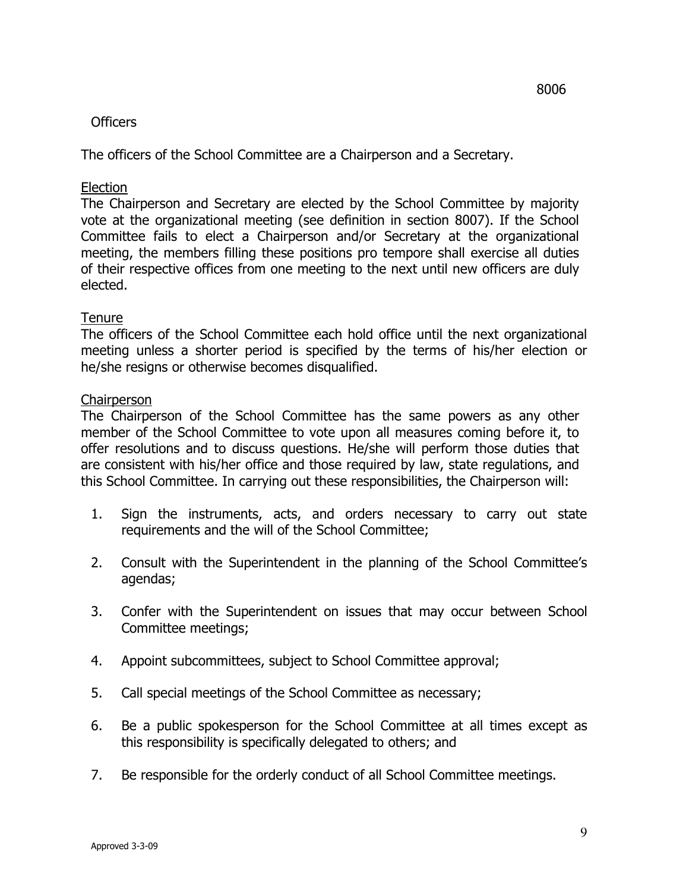8006

## Officers

The officers of the School Committee are a Chairperson and a Secretary.

### Election

The Chairperson and Secretary are elected by the School Committee by majority vote at the organizational meeting (see definition in section 8007). If the School Committee fails to elect a Chairperson and/or Secretary at the organizational meeting, the members filling these positions pro tempore shall exercise all duties of their respective offices from one meeting to the next until new officers are duly elected.

### Tenure

The officers of the School Committee each hold office until the next organizational meeting unless a shorter period is specified by the terms of his/her election or he/she resigns or otherwise becomes disqualified.

### Chairperson

The Chairperson of the School Committee has the same powers as any other member of the School Committee to vote upon all measures coming before it, to offer resolutions and to discuss questions. He/she will perform those duties that are consistent with his/her office and those required by law, state regulations, and this School Committee. In carrying out these responsibilities, the Chairperson will:

1. Sign the instruments, acts, and orders necessary to carry out state requirements and the will of the School Committee;

2. Consult with the Superintendent in the planning of the School Committee's agendas;

3. Confer with the Superintendent on issues that may occur between School Committee meetings;

4. Appoint subcommittees, subject to School Committee approval;

5. Call special meetings of the School Committee as necessary;

6. Be a public spokesperson for the School Committee at all times except as this responsibility is specifically delegated to others; and

7. Be responsible for the orderly conduct of all School Committee meetings.

Approved 3-3-09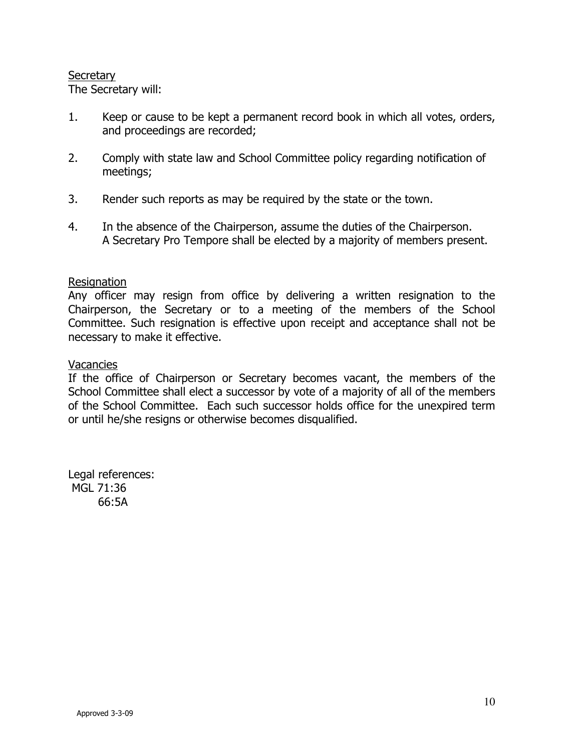Secretary

The Secretary will:

1. Keep or cause to be kept a permanent record book in which all votes, orders, and proceedings are recorded;

2. Comply with state law and School Committee policy regarding notification of meetings;

3. Render such reports as may be required by the state or the town.

4. In the absence of the Chairperson, assume the duties of the Chairperson. A Secretary Pro Tempore shall be elected by a majority of members present.

Resignation

Any officer may resign from office by delivering a written resignation to the Chairperson, the Secretary or to a meeting of the members of the School Committee. Such resignation is effective upon receipt and acceptance shall not be necessary to make it effective.

Vacancies

If the office of Chairperson or Secretary becomes vacant, the members of the School Committee shall elect a successor by vote of a majority of all of the members of the School Committee. Each such successor holds office for the unexpired term or until he/she resigns or otherwise becomes disqualified.

Legal references:
MGL 71:36
66:5A

Approved 3-3-09